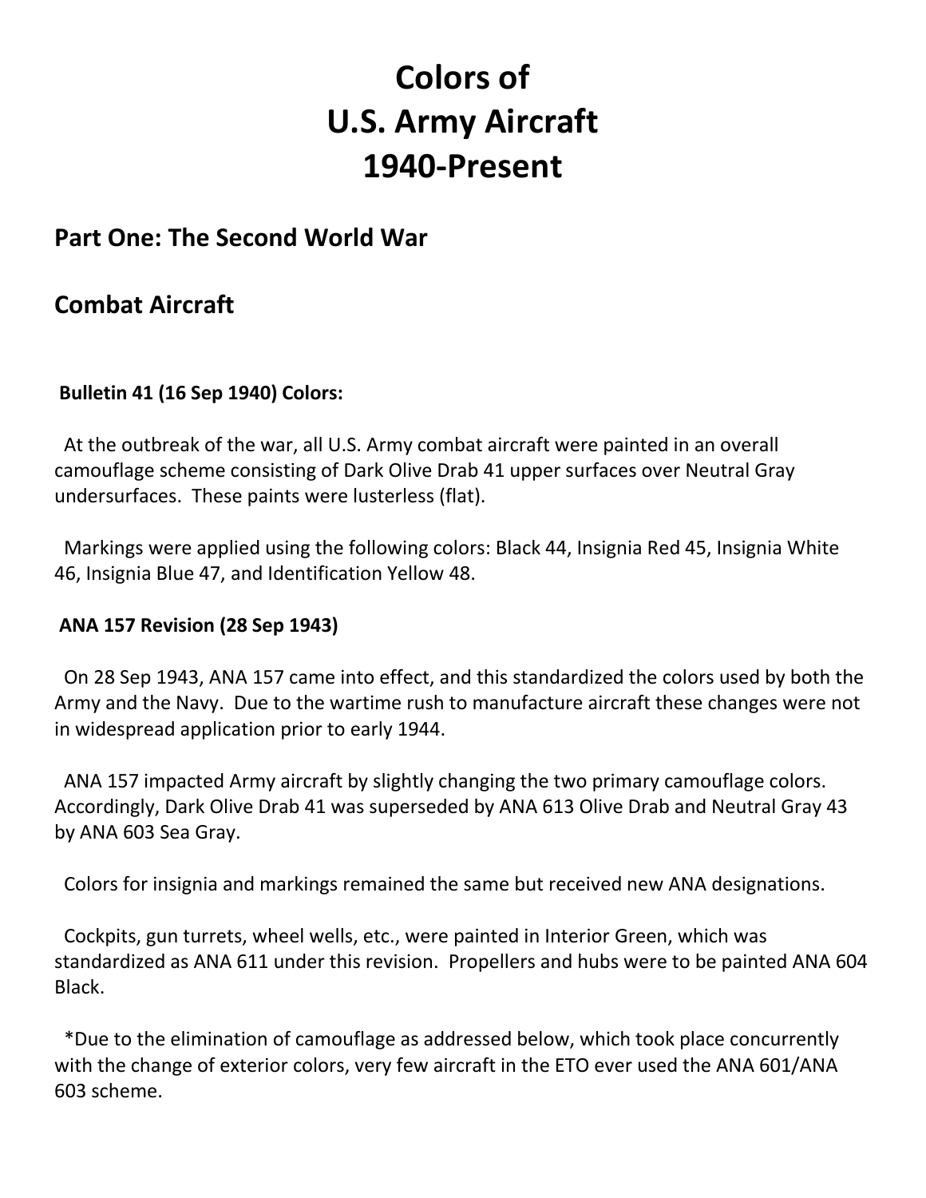# Colors of
# U.S. Army Aircraft
# 1940-Present

## Part One: The Second World War

## Combat Aircraft

**Bulletin 41 (16 Sep 1940) Colors:**

At the outbreak of the war, all U.S. Army combat aircraft were painted in an overall camouflage scheme consisting of Dark Olive Drab 41 upper surfaces over Neutral Gray undersurfaces. These paints were lusterless (flat).

Markings were applied using the following colors: Black 44, Insignia Red 45, Insignia White 46, Insignia Blue 47, and Identification Yellow 48.

**ANA 157 Revision (28 Sep 1943)**

On 28 Sep 1943, ANA 157 came into effect, and this standardized the colors used by both the Army and the Navy. Due to the wartime rush to manufacture aircraft these changes were not in widespread application prior to early 1944.

ANA 157 impacted Army aircraft by slightly changing the two primary camouflage colors. Accordingly, Dark Olive Drab 41 was superseded by ANA 613 Olive Drab and Neutral Gray 43 by ANA 603 Sea Gray.

Colors for insignia and markings remained the same but received new ANA designations.

Cockpits, gun turrets, wheel wells, etc., were painted in Interior Green, which was standardized as ANA 611 under this revision. Propellers and hubs were to be painted ANA 604 Black.

*Due to the elimination of camouflage as addressed below, which took place concurrently with the change of exterior colors, very few aircraft in the ETO ever used the ANA 601/ANA 603 scheme.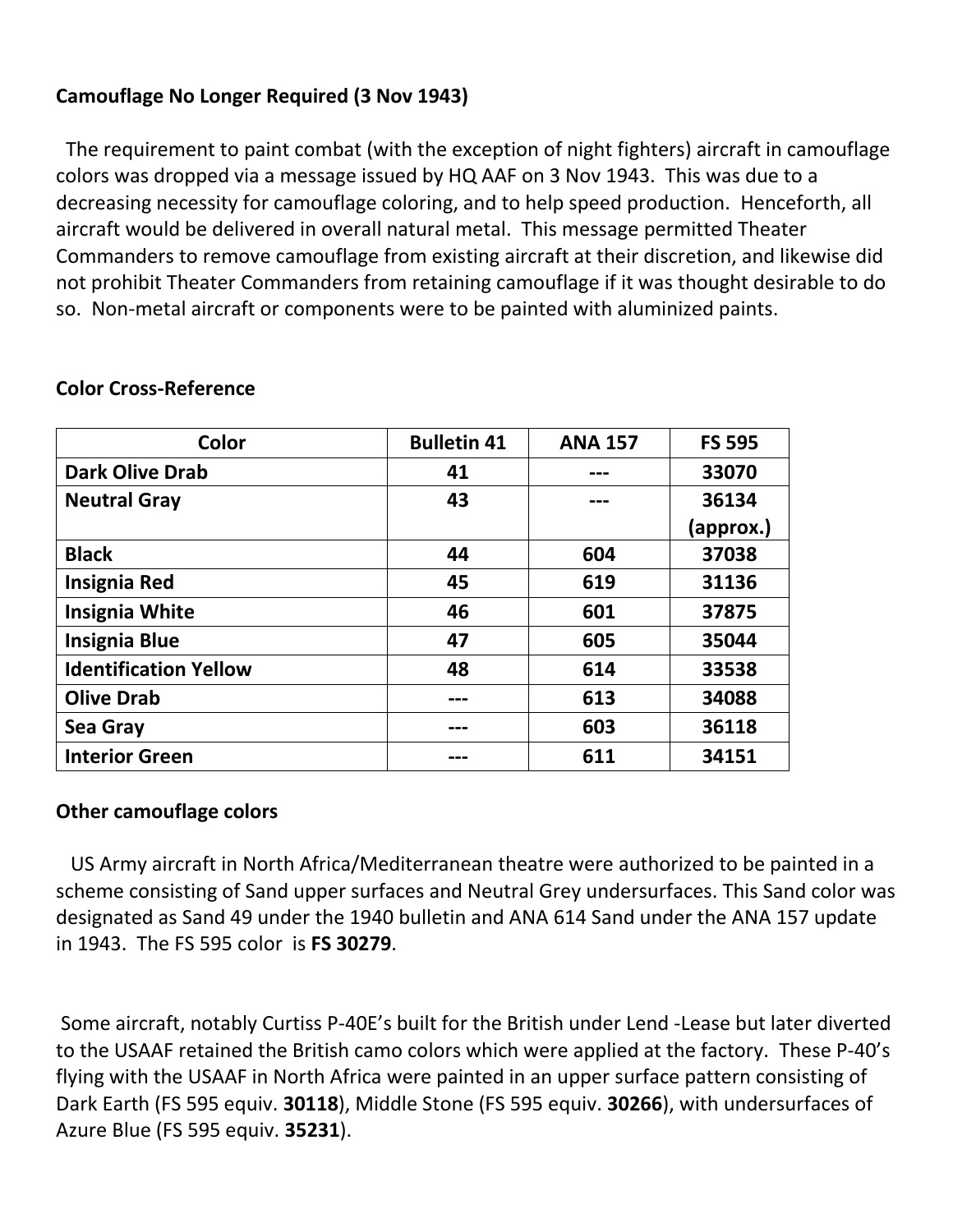**Camouflage No Longer Required (3 Nov 1943)**

The requirement to paint combat (with the exception of night fighters) aircraft in camouflage colors was dropped via a message issued by HQ AAF on 3 Nov 1943. This was due to a decreasing necessity for camouflage coloring, and to help speed production. Henceforth, all aircraft would be delivered in overall natural metal. This message permitted Theater Commanders to remove camouflage from existing aircraft at their discretion, and likewise did not prohibit Theater Commanders from retaining camouflage if it was thought desirable to do so. Non-metal aircraft or components were to be painted with aluminized paints.

**Color Cross-Reference**

| Color | Bulletin 41 | ANA 157 | FS 595 |
|---|---|---|---|
| **Dark Olive Drab** | **41** | **---** | **33070** |
| **Neutral Gray** | **43** | **---** | **36134 (approx.)** |
| **Black** | **44** | **604** | **37038** |
| **Insignia Red** | **45** | **619** | **31136** |
| **Insignia White** | **46** | **601** | **37875** |
| **Insignia Blue** | **47** | **605** | **35044** |
| **Identification Yellow** | **48** | **614** | **33538** |
| **Olive Drab** | **---** | **613** | **34088** |
| **Sea Gray** | **---** | **603** | **36118** |
| **Interior Green** | **---** | **611** | **34151** |

**Other camouflage colors**

US Army aircraft in North Africa/Mediterranean theatre were authorized to be painted in a scheme consisting of Sand upper surfaces and Neutral Grey undersurfaces. This Sand color was designated as Sand 49 under the 1940 bulletin and ANA 614 Sand under the ANA 157 update in 1943. The FS 595 color is **FS 30279**.

Some aircraft, notably Curtiss P-40E's built for the British under Lend -Lease but later diverted to the USAAF retained the British camo colors which were applied at the factory. These P-40's flying with the USAAF in North Africa were painted in an upper surface pattern consisting of Dark Earth (FS 595 equiv. **30118**), Middle Stone (FS 595 equiv. **30266**), with undersurfaces of Azure Blue (FS 595 equiv. **35231**).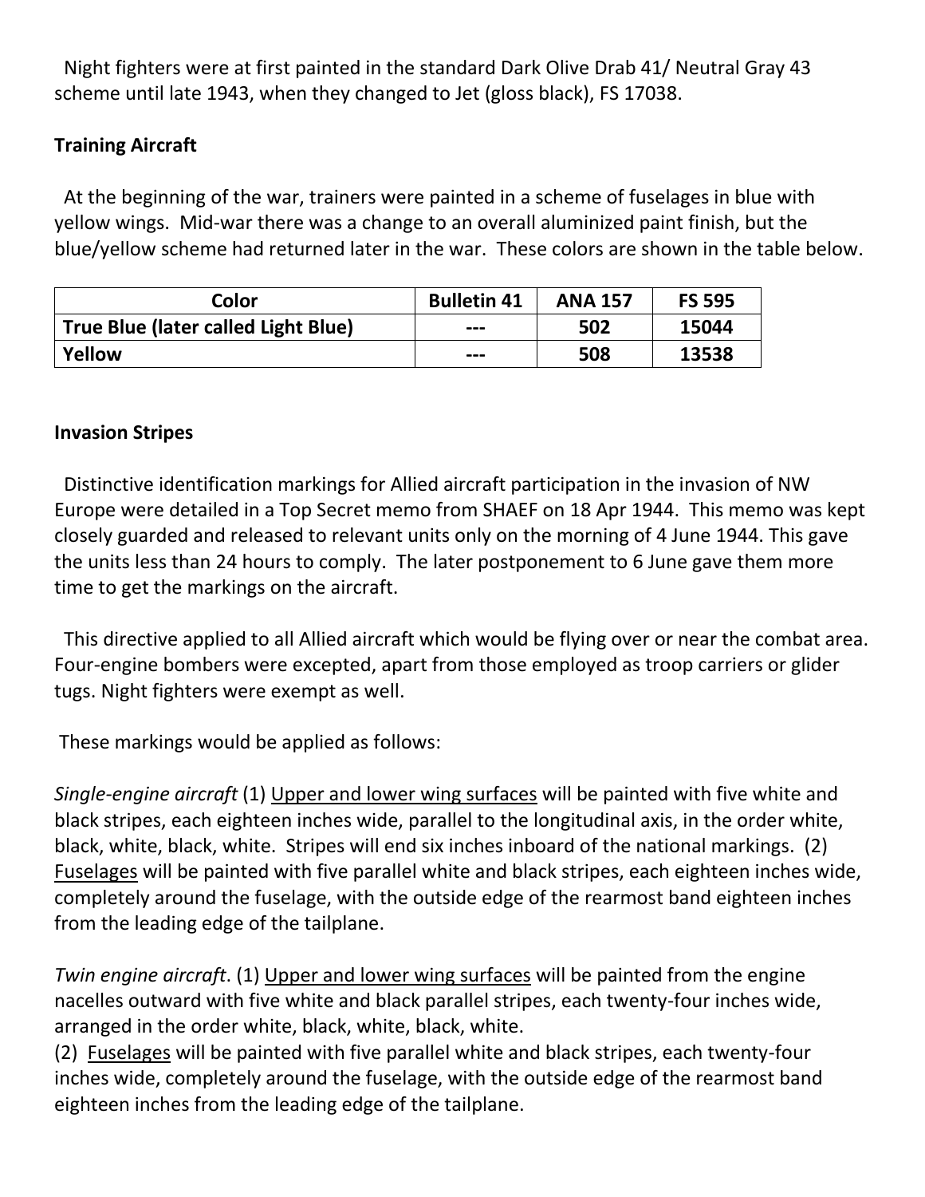Night fighters were at first painted in the standard Dark Olive Drab 41/ Neutral Gray 43 scheme until late 1943, when they changed to Jet (gloss black), FS 17038.

### Training Aircraft

At the beginning of the war, trainers were painted in a scheme of fuselages in blue with yellow wings. Mid-war there was a change to an overall aluminized paint finish, but the blue/yellow scheme had returned later in the war. These colors are shown in the table below.

| Color | Bulletin 41 | ANA 157 | FS 595 |
| --- | --- | --- | --- |
| True Blue (later called Light Blue) | --- | 502 | 15044 |
| Yellow | --- | 508 | 13538 |

### Invasion Stripes

Distinctive identification markings for Allied aircraft participation in the invasion of NW Europe were detailed in a Top Secret memo from SHAEF on 18 Apr 1944. This memo was kept closely guarded and released to relevant units only on the morning of 4 June 1944. This gave the units less than 24 hours to comply. The later postponement to 6 June gave them more time to get the markings on the aircraft.

This directive applied to all Allied aircraft which would be flying over or near the combat area. Four-engine bombers were excepted, apart from those employed as troop carriers or glider tugs. Night fighters were exempt as well.

These markings would be applied as follows:

*Single-engine aircraft* (1) <u>Upper and lower wing surfaces</u> will be painted with five white and black stripes, each eighteen inches wide, parallel to the longitudinal axis, in the order white, black, white, black, white. Stripes will end six inches inboard of the national markings. (2) <u>Fuselages</u> will be painted with five parallel white and black stripes, each eighteen inches wide, completely around the fuselage, with the outside edge of the rearmost band eighteen inches from the leading edge of the tailplane.

*Twin engine aircraft*. (1) <u>Upper and lower wing surfaces</u> will be painted from the engine nacelles outward with five white and black parallel stripes, each twenty-four inches wide, arranged in the order white, black, white, black, white.
(2) <u>Fuselages</u> will be painted with five parallel white and black stripes, each twenty-four inches wide, completely around the fuselage, with the outside edge of the rearmost band eighteen inches from the leading edge of the tailplane.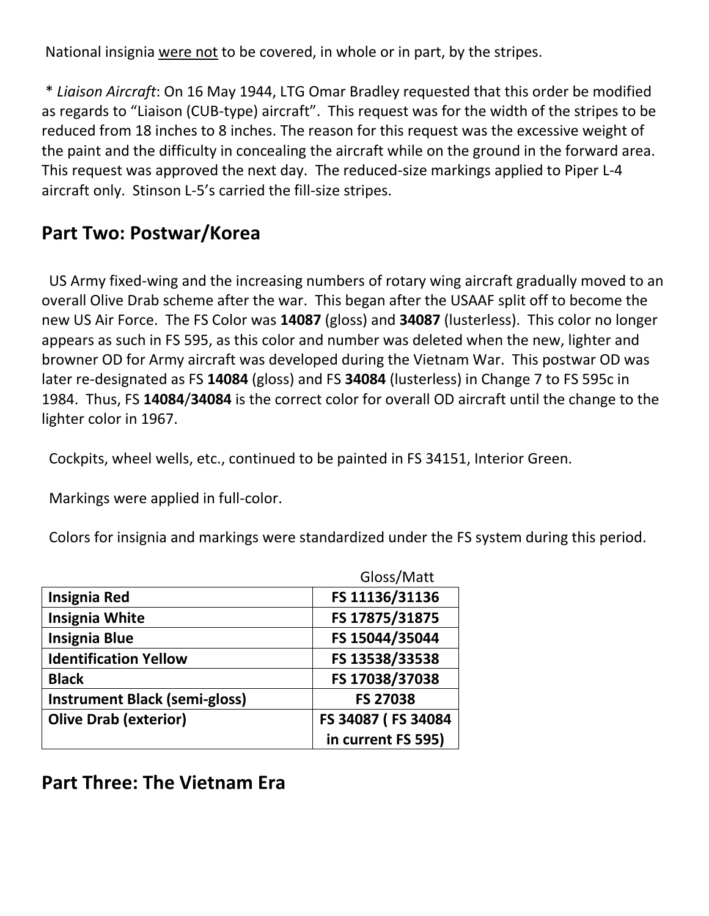National insignia <u>were not</u> to be covered, in whole or in part, by the stripes.

\* *Liaison Aircraft*: On 16 May 1944, LTG Omar Bradley requested that this order be modified as regards to "Liaison (CUB-type) aircraft". This request was for the width of the stripes to be reduced from 18 inches to 8 inches. The reason for this request was the excessive weight of the paint and the difficulty in concealing the aircraft while on the ground in the forward area. This request was approved the next day. The reduced-size markings applied to Piper L-4 aircraft only. Stinson L-5's carried the fill-size stripes.

## Part Two: Postwar/Korea

US Army fixed-wing and the increasing numbers of rotary wing aircraft gradually moved to an overall Olive Drab scheme after the war. This began after the USAAF split off to become the new US Air Force. The FS Color was **14087** (gloss) and **34087** (lusterless). This color no longer appears as such in FS 595, as this color and number was deleted when the new, lighter and browner OD for Army aircraft was developed during the Vietnam War. This postwar OD was later re-designated as FS **14084** (gloss) and FS **34084** (lusterless) in Change 7 to FS 595c in 1984. Thus, FS **14084**/**34084** is the correct color for overall OD aircraft until the change to the lighter color in 1967.

Cockpits, wheel wells, etc., continued to be painted in FS 34151, Interior Green.

Markings were applied in full-color.

Colors for insignia and markings were standardized under the FS system during this period.

| | Gloss/Matt |
|---|---|
| **Insignia Red** | **FS 11136/31136** |
| **Insignia White** | **FS 17875/31875** |
| **Insignia Blue** | **FS 15044/35044** |
| **Identification Yellow** | **FS 13538/33538** |
| **Black** | **FS 17038/37038** |
| **Instrument Black (semi-gloss)** | **FS 27038** |
| **Olive Drab (exterior)** | **FS 34087 ( FS 34084 in current FS 595)** |

## Part Three: The Vietnam Era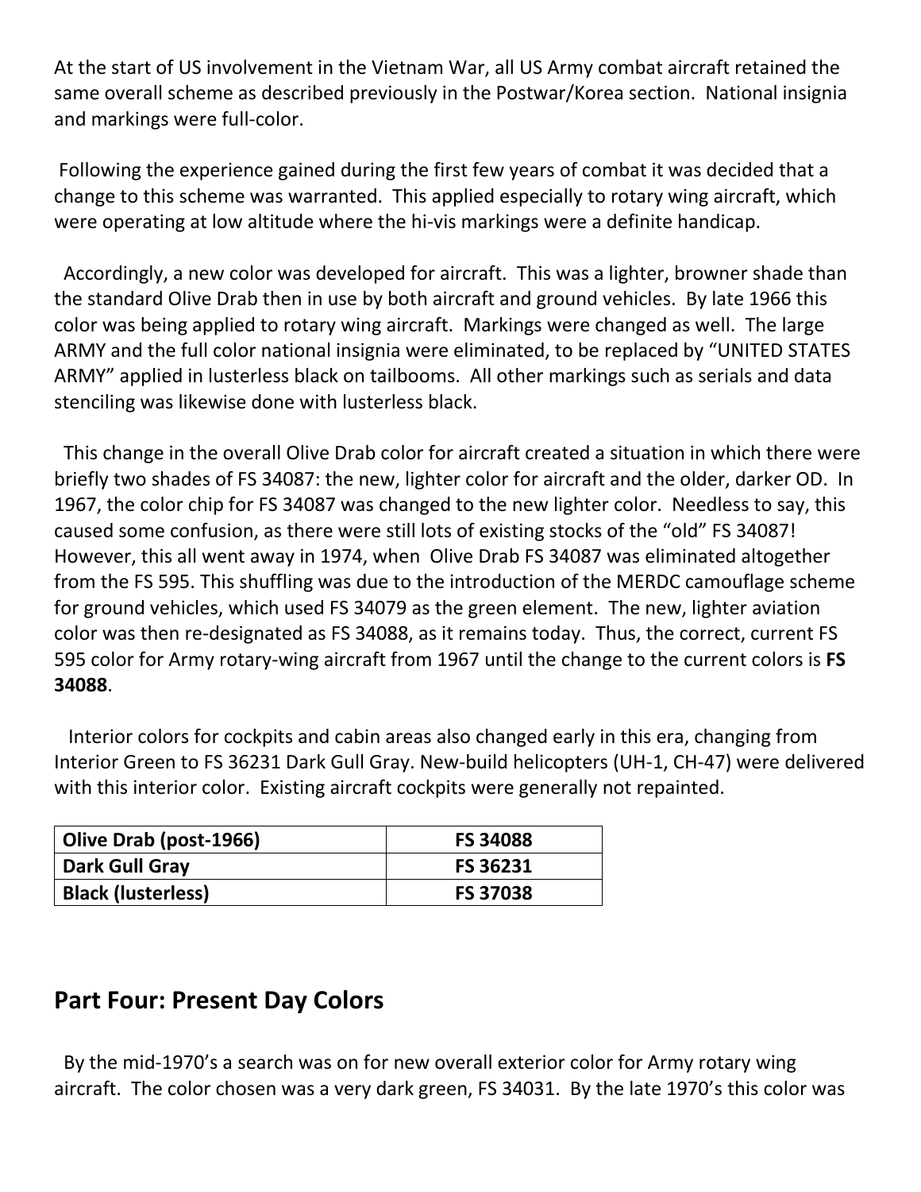At the start of US involvement in the Vietnam War, all US Army combat aircraft retained the same overall scheme as described previously in the Postwar/Korea section. National insignia and markings were full-color.

Following the experience gained during the first few years of combat it was decided that a change to this scheme was warranted. This applied especially to rotary wing aircraft, which were operating at low altitude where the hi-vis markings were a definite handicap.

Accordingly, a new color was developed for aircraft. This was a lighter, browner shade than the standard Olive Drab then in use by both aircraft and ground vehicles. By late 1966 this color was being applied to rotary wing aircraft. Markings were changed as well. The large ARMY and the full color national insignia were eliminated, to be replaced by "UNITED STATES ARMY" applied in lusterless black on tailbooms. All other markings such as serials and data stenciling was likewise done with lusterless black.

This change in the overall Olive Drab color for aircraft created a situation in which there were briefly two shades of FS 34087: the new, lighter color for aircraft and the older, darker OD. In 1967, the color chip for FS 34087 was changed to the new lighter color. Needless to say, this caused some confusion, as there were still lots of existing stocks of the "old" FS 34087! However, this all went away in 1974, when Olive Drab FS 34087 was eliminated altogether from the FS 595. This shuffling was due to the introduction of the MERDC camouflage scheme for ground vehicles, which used FS 34079 as the green element. The new, lighter aviation color was then re-designated as FS 34088, as it remains today. Thus, the correct, current FS 595 color for Army rotary-wing aircraft from 1967 until the change to the current colors is **FS 34088**.

Interior colors for cockpits and cabin areas also changed early in this era, changing from Interior Green to FS 36231 Dark Gull Gray. New-build helicopters (UH-1, CH-47) were delivered with this interior color. Existing aircraft cockpits were generally not repainted.

| **Olive Drab (post-1966)** | **FS 34088** |
|---|---|
| **Dark Gull Gray** | **FS 36231** |
| **Black (lusterless)** | **FS 37038** |

## Part Four: Present Day Colors

By the mid-1970's a search was on for new overall exterior color for Army rotary wing aircraft. The color chosen was a very dark green, FS 34031. By the late 1970's this color was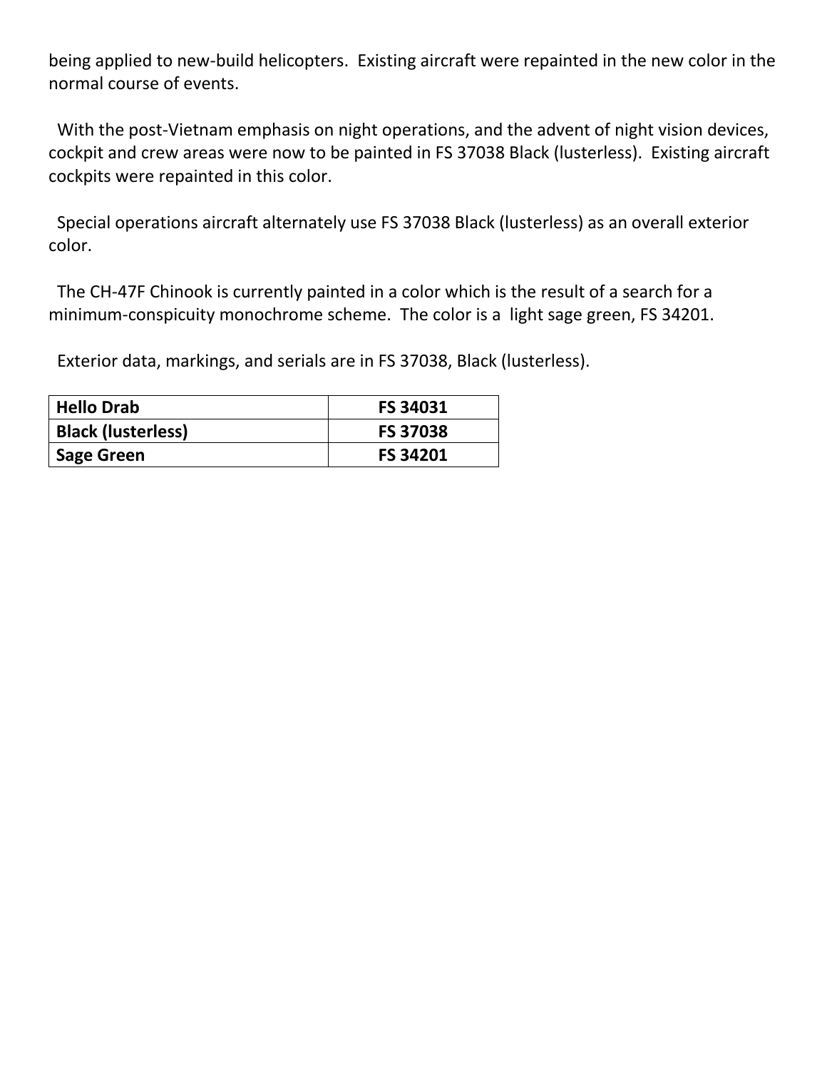being applied to new-build helicopters.  Existing aircraft were repainted in the new color in the normal course of events.

With the post-Vietnam emphasis on night operations, and the advent of night vision devices, cockpit and crew areas were now to be painted in FS 37038 Black (lusterless).  Existing aircraft cockpits were repainted in this color.

Special operations aircraft alternately use FS 37038 Black (lusterless) as an overall exterior color.

The CH-47F Chinook is currently painted in a color which is the result of a search for a minimum-conspicuity monochrome scheme.  The color is a  light sage green, FS 34201.

Exterior data, markings, and serials are in FS 37038, Black (lusterless).

| | |
|---|---|
| **Hello Drab** | **FS 34031** |
| **Black (lusterless)** | **FS 37038** |
| **Sage Green** | **FS 34201** |